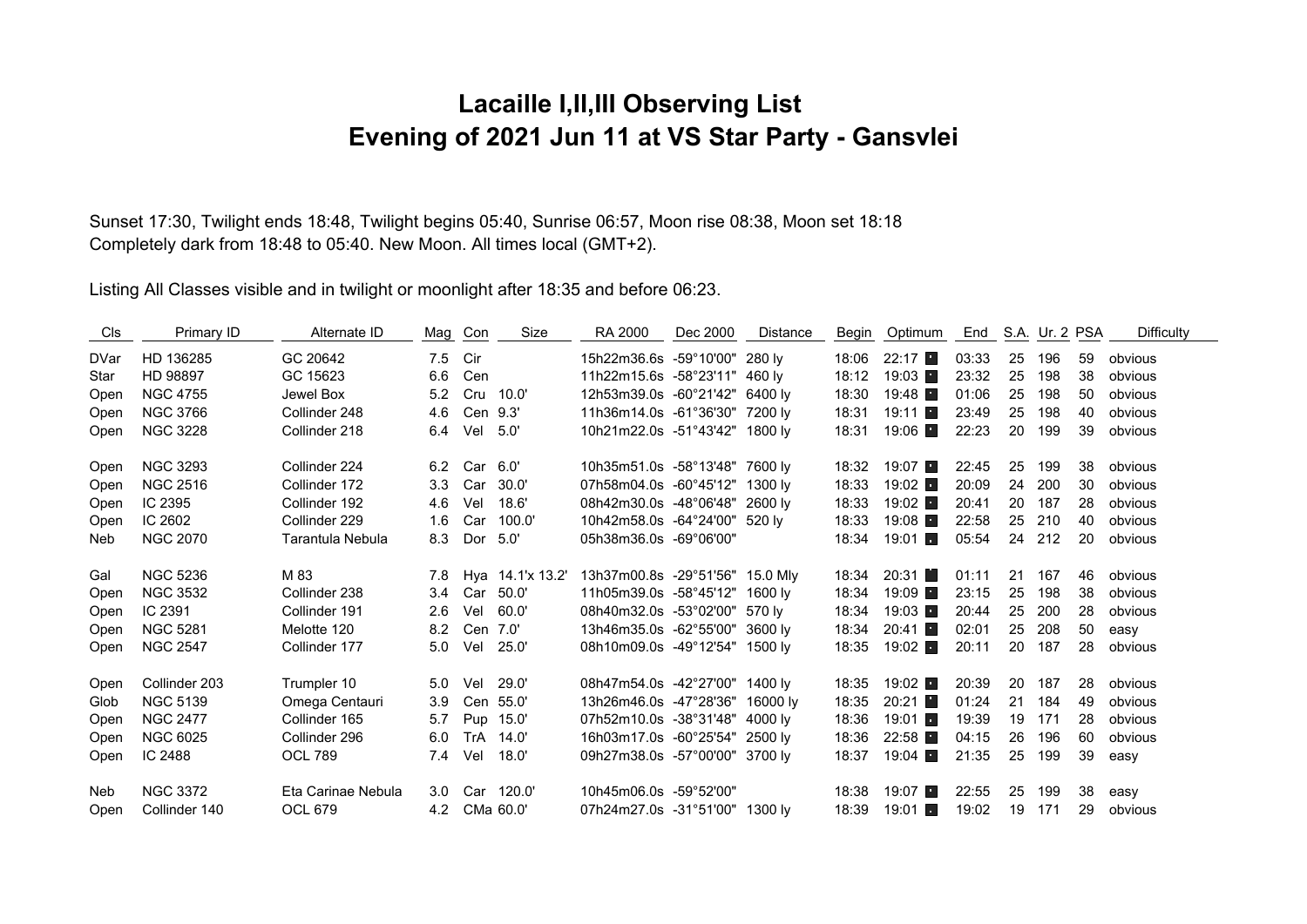# Lacaille I,II,III Observing List
# Evening of 2021 Jun 11 at VS Star Party - Gansvlei

Sunset 17:30, Twilight ends 18:48, Twilight begins 05:40, Sunrise 06:57, Moon rise 08:38, Moon set 18:18
Completely dark from 18:48 to 05:40. New Moon. All times local (GMT+2).

Listing All Classes visible and in twilight or moonlight after 18:35 and before 06:23.

| Cls | Primary ID | Alternate ID | Mag | Con | Size | RA 2000 | Dec 2000 | Distance | Begin | Optimum | End | S.A. | Ur. 2 | PSA | Difficulty |
|---|---|---|---|---|---|---|---|---|---|---|---|---|---|---|---|
| DVar | HD 136285 | GC 20642 | 7.5 | Cir | | 15h22m36.6s | -59°10'00" | 280 ly | 18:06 | 22:17 | 03:33 | 25 | 196 | 59 | obvious |
| Star | HD 98897 | GC 15623 | 6.6 | Cen | | 11h22m15.6s | -58°23'11" | 460 ly | 18:12 | 19:03 | 23:32 | 25 | 198 | 38 | obvious |
| Open | NGC 4755 | Jewel Box | 5.2 | Cru | 10.0' | 12h53m39.0s | -60°21'42" | 6400 ly | 18:30 | 19:48 | 01:06 | 25 | 198 | 50 | obvious |
| Open | NGC 3766 | Collinder 248 | 4.6 | Cen | 9.3' | 11h36m14.0s | -61°36'30" | 7200 ly | 18:31 | 19:11 | 23:49 | 25 | 198 | 40 | obvious |
| Open | NGC 3228 | Collinder 218 | 6.4 | Vel | 5.0' | 10h21m22.0s | -51°43'42" | 1800 ly | 18:31 | 19:06 | 22:23 | 20 | 199 | 39 | obvious |
| Open | NGC 3293 | Collinder 224 | 6.2 | Car | 6.0' | 10h35m51.0s | -58°13'48" | 7600 ly | 18:32 | 19:07 | 22:45 | 25 | 199 | 38 | obvious |
| Open | NGC 2516 | Collinder 172 | 3.3 | Car | 30.0' | 07h58m04.0s | -60°45'12" | 1300 ly | 18:33 | 19:02 | 20:09 | 24 | 200 | 30 | obvious |
| Open | IC 2395 | Collinder 192 | 4.6 | Vel | 18.6' | 08h42m30.0s | -48°06'48" | 2600 ly | 18:33 | 19:02 | 20:41 | 20 | 187 | 28 | obvious |
| Open | IC 2602 | Collinder 229 | 1.6 | Car | 100.0' | 10h42m58.0s | -64°24'00" | 520 ly | 18:33 | 19:08 | 22:58 | 25 | 210 | 40 | obvious |
| Neb | NGC 2070 | Tarantula Nebula | 8.3 | Dor | 5.0' | 05h38m36.0s | -69°06'00" | | 18:34 | 19:01 | 05:54 | 24 | 212 | 20 | obvious |
| Gal | NGC 5236 | M 83 | 7.8 | Hya | 14.1'x 13.2' | 13h37m00.8s | -29°51'56" | 15.0 Mly | 18:34 | 20:31 | 01:11 | 21 | 167 | 46 | obvious |
| Open | NGC 3532 | Collinder 238 | 3.4 | Car | 50.0' | 11h05m39.0s | -58°45'12" | 1600 ly | 18:34 | 19:09 | 23:15 | 25 | 198 | 38 | obvious |
| Open | IC 2391 | Collinder 191 | 2.6 | Vel | 60.0' | 08h40m32.0s | -53°02'00" | 570 ly | 18:34 | 19:03 | 20:44 | 25 | 200 | 28 | obvious |
| Open | NGC 5281 | Melotte 120 | 8.2 | Cen | 7.0' | 13h46m35.0s | -62°55'00" | 3600 ly | 18:34 | 20:41 | 02:01 | 25 | 208 | 50 | easy |
| Open | NGC 2547 | Collinder 177 | 5.0 | Vel | 25.0' | 08h10m09.0s | -49°12'54" | 1500 ly | 18:35 | 19:02 | 20:11 | 20 | 187 | 28 | obvious |
| Open | Collinder 203 | Trumpler 10 | 5.0 | Vel | 29.0' | 08h47m54.0s | -42°27'00" | 1400 ly | 18:35 | 19:02 | 20:39 | 20 | 187 | 28 | obvious |
| Glob | NGC 5139 | Omega Centauri | 3.9 | Cen | 55.0' | 13h26m46.0s | -47°28'36" | 16000 ly | 18:35 | 20:21 | 01:24 | 21 | 184 | 49 | obvious |
| Open | NGC 2477 | Collinder 165 | 5.7 | Pup | 15.0' | 07h52m10.0s | -38°31'48" | 4000 ly | 18:36 | 19:01 | 19:39 | 19 | 171 | 28 | obvious |
| Open | NGC 6025 | Collinder 296 | 6.0 | TrA | 14.0' | 16h03m17.0s | -60°25'54" | 2500 ly | 18:36 | 22:58 | 04:15 | 26 | 196 | 60 | obvious |
| Open | IC 2488 | OCL 789 | 7.4 | Vel | 18.0' | 09h27m38.0s | -57°00'00" | 3700 ly | 18:37 | 19:04 | 21:35 | 25 | 199 | 39 | easy |
| Neb | NGC 3372 | Eta Carinae Nebula | 3.0 | Car | 120.0' | 10h45m06.0s | -59°52'00" | | 18:38 | 19:07 | 22:55 | 25 | 199 | 38 | easy |
| Open | Collinder 140 | OCL 679 | 4.2 | CMa | 60.0' | 07h24m27.0s | -31°51'00" | 1300 ly | 18:39 | 19:01 | 19:02 | 19 | 171 | 29 | obvious |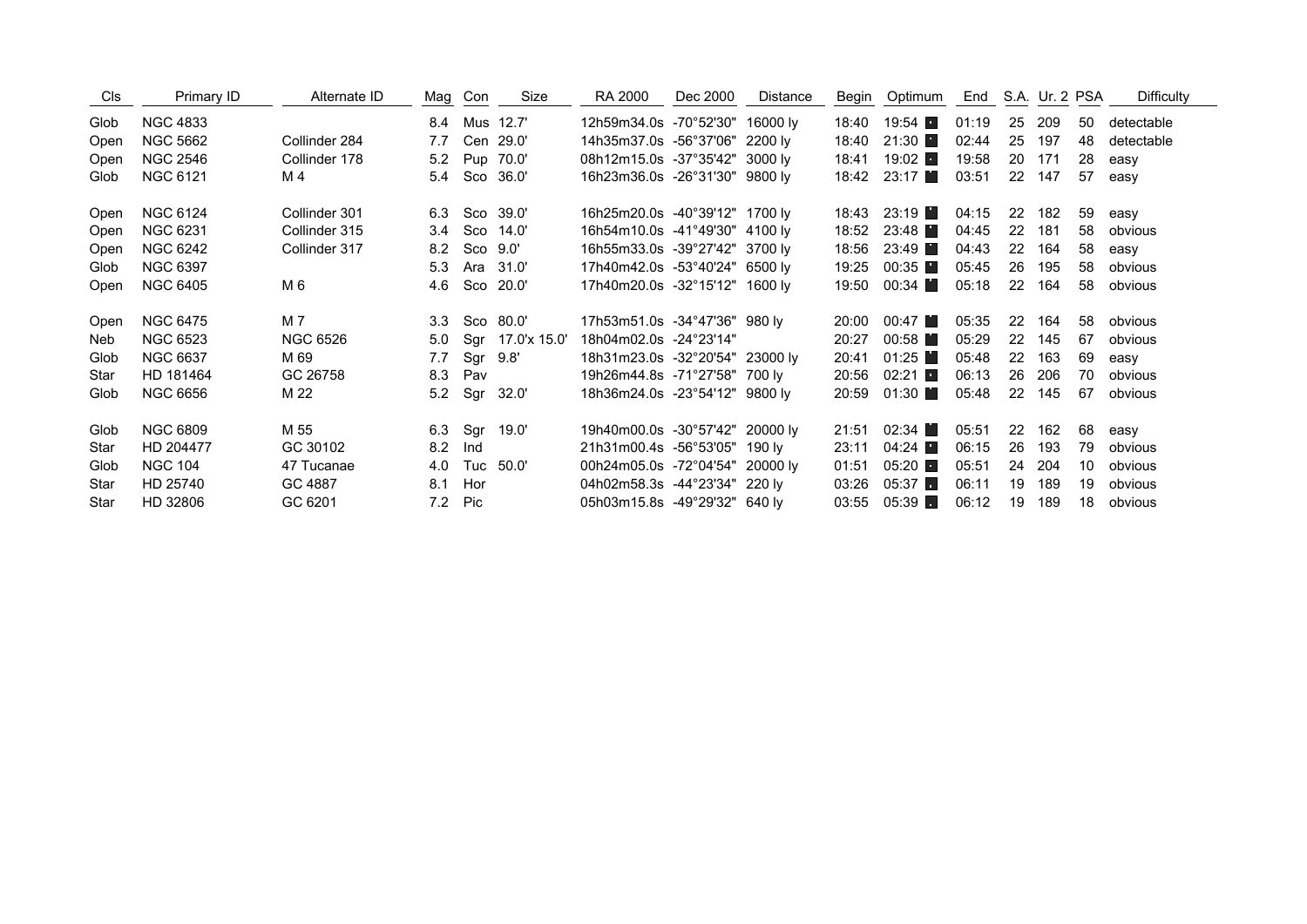| Cls | Primary ID | Alternate ID | Mag | Con | Size | RA 2000 | Dec 2000 | Distance | Begin | Optimum | End | S.A. | Ur. 2 | PSA | Difficulty |
|---|---|---|---|---|---|---|---|---|---|---|---|---|---|---|---|
| Glob | NGC 4833 | | 8.4 | Mus | 12.7' | 12h59m34.0s | -70°52'30" | 16000 ly | 18:40 | 19:54 | 01:19 | 25 | 209 | 50 | detectable |
| Open | NGC 5662 | Collinder 284 | 7.7 | Cen | 29.0' | 14h35m37.0s | -56°37'06" | 2200 ly | 18:40 | 21:30 | 02:44 | 25 | 197 | 48 | detectable |
| Open | NGC 2546 | Collinder 178 | 5.2 | Pup | 70.0' | 08h12m15.0s | -37°35'42" | 3000 ly | 18:41 | 19:02 | 19:58 | 20 | 171 | 28 | easy |
| Glob | NGC 6121 | M 4 | 5.4 | Sco | 36.0' | 16h23m36.0s | -26°31'30" | 9800 ly | 18:42 | 23:17 | 03:51 | 22 | 147 | 57 | easy |
| Open | NGC 6124 | Collinder 301 | 6.3 | Sco | 39.0' | 16h25m20.0s | -40°39'12" | 1700 ly | 18:43 | 23:19 | 04:15 | 22 | 182 | 59 | easy |
| Open | NGC 6231 | Collinder 315 | 3.4 | Sco | 14.0' | 16h54m10.0s | -41°49'30" | 4100 ly | 18:52 | 23:48 | 04:45 | 22 | 181 | 58 | obvious |
| Open | NGC 6242 | Collinder 317 | 8.2 | Sco | 9.0' | 16h55m33.0s | -39°27'42" | 3700 ly | 18:56 | 23:49 | 04:43 | 22 | 164 | 58 | easy |
| Glob | NGC 6397 | | 5.3 | Ara | 31.0' | 17h40m42.0s | -53°40'24" | 6500 ly | 19:25 | 00:35 | 05:45 | 26 | 195 | 58 | obvious |
| Open | NGC 6405 | M 6 | 4.6 | Sco | 20.0' | 17h40m20.0s | -32°15'12" | 1600 ly | 19:50 | 00:34 | 05:18 | 22 | 164 | 58 | obvious |
| Open | NGC 6475 | M 7 | 3.3 | Sco | 80.0' | 17h53m51.0s | -34°47'36" | 980 ly | 20:00 | 00:47 | 05:35 | 22 | 164 | 58 | obvious |
| Neb | NGC 6523 | NGC 6526 | 5.0 | Sgr | 17.0'x 15.0' | 18h04m02.0s | -24°23'14" | | 20:27 | 00:58 | 05:29 | 22 | 145 | 67 | obvious |
| Glob | NGC 6637 | M 69 | 7.7 | Sgr | 9.8' | 18h31m23.0s | -32°20'54" | 23000 ly | 20:41 | 01:25 | 05:48 | 22 | 163 | 69 | easy |
| Star | HD 181464 | GC 26758 | 8.3 | Pav | | 19h26m44.8s | -71°27'58" | 700 ly | 20:56 | 02:21 | 06:13 | 26 | 206 | 70 | obvious |
| Glob | NGC 6656 | M 22 | 5.2 | Sgr | 32.0' | 18h36m24.0s | -23°54'12" | 9800 ly | 20:59 | 01:30 | 05:48 | 22 | 145 | 67 | obvious |
| Glob | NGC 6809 | M 55 | 6.3 | Sgr | 19.0' | 19h40m00.0s | -30°57'42" | 20000 ly | 21:51 | 02:34 | 05:51 | 22 | 162 | 68 | easy |
| Star | HD 204477 | GC 30102 | 8.2 | Ind | | 21h31m00.4s | -56°53'05" | 190 ly | 23:11 | 04:24 | 06:15 | 26 | 193 | 79 | obvious |
| Glob | NGC 104 | 47 Tucanae | 4.0 | Tuc | 50.0' | 00h24m05.0s | -72°04'54" | 20000 ly | 01:51 | 05:20 | 05:51 | 24 | 204 | 10 | obvious |
| Star | HD 25740 | GC 4887 | 8.1 | Hor | | 04h02m58.3s | -44°23'34" | 220 ly | 03:26 | 05:37 | 06:11 | 19 | 189 | 19 | obvious |
| Star | HD 32806 | GC 6201 | 7.2 | Pic | | 05h03m15.8s | -49°29'32" | 640 ly | 03:55 | 05:39 | 06:12 | 19 | 189 | 18 | obvious |